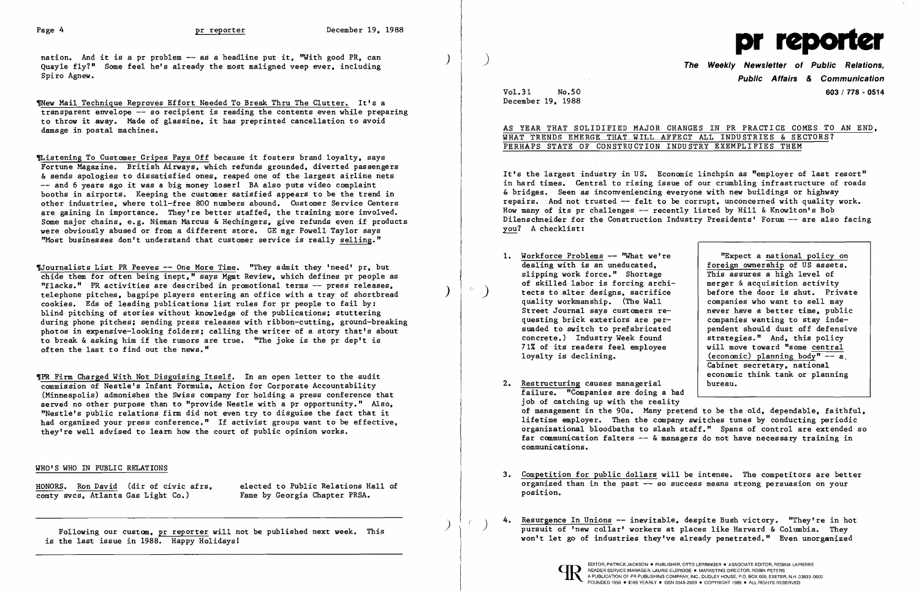nation. And it is a pr problem -- as a headline put it, "With good PR, can Quayle fly?" Some feel he's already the most maligned veep ever, including Spiro Agnew.

¶New Mail Technique Reproves Effort Needed To Break Thru The Clutter. It's a transparent envelope -- so recipient is reading the contents even while preparing to throw it away. Made of glassine, it has preprinted cancellation to avoid damage in postal machines.

¶Listening To Customer Gripes Pays Off because it fosters brand loyalty, says Fortune Magazine. British Airways, which refunds grounded, diverted passengers & sends apologies to dissatisfied ones, reaped one of the largest airline nets -- and 6 years ago it was a big money loser! BA also puts video complaint booths in airports. Keeping the customer satisfied appears to be the trend in other industries, where toll-free 800 numbers abound. Customer Service Centers are gaining in importance. They're better staffed, the training more involved. Some major chains, e.g. Nieman Marcus & Hechingers, give refunds even if products were obviously abused or from a different store. GE mgr Powell Taylor says "Most businesses don't understand that customer service is really selling."

¶Journalists List PR Peeves -- One More Time. "They admit they 'need' pr, but chide them for often being inept," says Mgmt Review, which defines pr people as "flacks." PR activities are described in promotional terms -- press releases, telephone pitches, bagpipe players entering an office with a tray of shortbread cookies. Eds of leading publications list rules for pr people to fail by: blind pitching of stories without knowledge of the publications; stuttering during phone pitches; sending press releases with ribbon-cutting, ground-breaking photos in expensive-looking folders; calling the writer of a story that's about to break & asking him if the rumors are true. "The joke is the pr dep't is often the last to find out the news."

¶PR Firm Charged With Not Disguising Itself. In an open letter to the audit commission of Nestle's Infant Formula, Action for Corporate Accountability (Minneapolis) admonishes the Swiss company for holding a press conference that served no other purpose than to "provide Nestle with a pr opportunity." Also, "Nestle's public relations firm did not even try to disguise the fact that it had organized your press conference." If activist groups want to be effective, they're well advised to learn how the court of public opinion works.

## WHO'S WHO IN PUBLIC RELATIONS

HONORS. Ron David (dir of civic afrs, comty svcs, Atlanta Gas Light Co.) elected to Public Relations Hall of Fame by Georgia Chapter PRSA.

Following our custom, pr reporter will not be published next week. This is the last issue in 1988. Happy Holidays!

# pr reporter

**The Weekly Newsletter of Public Relations, Public Affairs & Communication**

603 / 778 - 0514

Vol.31 No.50
December 19, 1988

## AS YEAR THAT SOLIDIFIED MAJOR CHANGES IN PR PRACTICE COMES TO AN END, WHAT TRENDS EMERGE THAT WILL AFFECT ALL INDUSTRIES & SECTORS? PERHAPS STATE OF CONSTRUCTION INDUSTRY EXEMPLIFIES THEM

It's the largest industry in US. Economic linchpin as "employer of last resort" in hard times. Central to rising issue of our crumbling infrastructure of roads & bridges. Seen as inconveniencing everyone with new buildings or highway repairs. And not trusted -- felt to be corrupt, unconcerned with quality work. How many of its pr challenges -- recently listed by Hill & Knowlton's Bob Dilenschneider for the Construction Industry Presidents' Forum -- are also facing you? A checklist:

1. Workforce Problems -- "What we're dealing with is an uneducated, slipping work force." Shortage of skilled labor is forcing architects to alter designs, sacrifice quality workmanship. (The Wall Street Journal says customers requesting brick exteriors are persuaded to switch to prefabricated concrete.) Industry Week found 71% of its readers feel employee loyalty is declining.

> "Expect a national policy on foreign ownership of US assets. This assures a high level of merger & acquisition activity before the door is shut. Private companies who want to sell may never have a better time, public companies wanting to stay independent should dust off defensive strategies." And, this policy will move toward "some central (economic) planning body" -- a Cabinet secretary, national economic think tank or planning bureau.

2. Restructuring causes managerial failure. "Companies are doing a bad job of catching up with the reality of management in the 90s. Many pretend to be the old, dependable, faithful, lifetime employer. Then the company switches tunes by conducting periodic organizational bloodbaths to slash staff." Spans of control are extended so far communication falters -- & managers do not have necessary training in communications.

3. Competition for public dollars will be intense. The competitors are better organized than in the past -- so success means strong persuasion on your position.

4. Resurgence In Unions -- inevitable, despite Bush victory. "They're in hot pursuit of 'new collar' workers at places like Harvard & Columbia. They won't let go of industries they've already penetrated." Even unorganized

EDITOR, PATRICK JACKSON • PUBLISHER, OTTO LERBINGER • ASSOCIATE EDITOR, REGINA LAPIERRE
READER SERVICE MANAGER, LAURIE ELDRIDGE • MARKETING DIRECTOR, ROBIN PETERS
A PUBLICATION OF PR PUBLISHING COMPANY, INC., DUDLEY HOUSE, P.O. BOX 600, EXETER, N.H. 03833-0600
FOUNDED 1958 • $165 YEARLY • ISSN 0048-2609 • COPYRIGHT 1988 • ALL RIGHTS RESERVED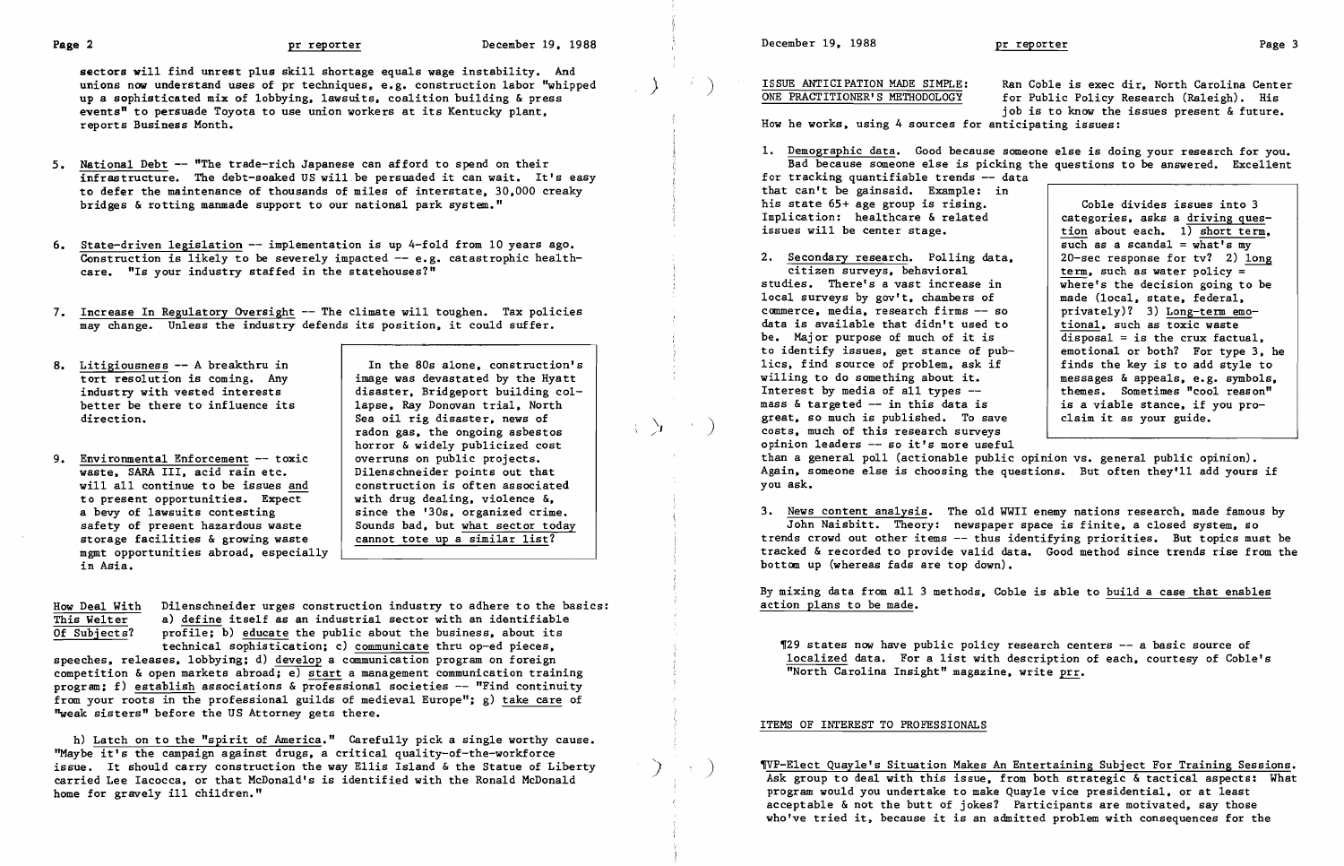sectors will find unrest plus skill shortage equals wage instability. And unions now understand uses of pr techniques, e.g. construction labor "whipped up a sophisticated mix of lobbying, lawsuits, coalition building & press events" to persuade Toyota to use union workers at its Kentucky plant, reports Business Month.

5. National Debt -- "The trade-rich Japanese can afford to spend on their infrastructure. The debt-soaked US will be persuaded it can wait. It's easy to defer the maintenance of thousands of miles of interstate, 30,000 creaky bridges & rotting manmade support to our national park system."

6. State-driven legislation -- implementation is up 4-fold from 10 years ago. Construction is likely to be severely impacted -- e.g. catastrophic healthcare. "Is your industry staffed in the statehouses?"

7. Increase In Regulatory Oversight -- The climate will toughen. Tax policies may change. Unless the industry defends its position, it could suffer.

8. Litigiousness -- A breakthru in tort resolution is coming. Any industry with vested interests better be there to influence its direction.

9. Environmental Enforcement -- toxic waste, SARA III, acid rain etc. will all continue to be issues and to present opportunities. Expect a bevy of lawsuits contesting safety of present hazardous waste storage facilities & growing waste mgmt opportunities abroad, especially in Asia.

> In the 80s alone, construction's image was devastated by the Hyatt disaster, Bridgeport building collapse, Ray Donovan trial, North Sea oil rig disaster, news of radon gas, the ongoing asbestos horror & widely publicized cost overruns on public projects. Dilenschneider points out that construction is often associated with drug dealing, violence &, since the '30s, organized crime. Sounds bad, but what sector today cannot tote up a similar list?

**How Deal With This Welter Of Subjects?** Dilenschneider urges construction industry to adhere to the basics: a) define itself as an industrial sector with an identifiable profile; b) educate the public about the business, about its technical sophistication; c) communicate thru op-ed pieces, speeches, releases, lobbying; d) develop a communication program on foreign competition & open markets abroad; e) start a management communication training program; f) establish associations & professional societies -- "Find continuity from your roots in the professional guilds of medieval Europe"; g) take care of "weak sisters" before the US Attorney gets there.

h) Latch on to the "spirit of America." Carefully pick a single worthy cause. "Maybe it's the campaign against drugs, a critical quality-of-the-workforce issue. It should carry construction the way Ellis Island & the Statue of Liberty carried Lee Iacocca, or that McDonald's is identified with the Ronald McDonald home for gravely ill children."

## ISSUE ANTICIPATION MADE SIMPLE: ONE PRACTITIONER'S METHODOLOGY

Ran Coble is exec dir, North Carolina Center for Public Policy Research (Raleigh). His job is to know the issues present & future. How he works, using 4 sources for anticipating issues:

1. Demographic data. Good because someone else is doing your research for you. Bad because someone else is picking the questions to be answered. Excellent for tracking quantifiable trends -- data that can't be gainsaid. Example: in his state 65+ age group is rising. Implication: healthcare & related issues will be center stage.

2. Secondary research. Polling data, citizen surveys, behavioral studies. There's a vast increase in local surveys by gov't, chambers of commerce, media, research firms -- so data is available that didn't used to be. Major purpose of much of it is to identify issues, get stance of publics, find source of problem, ask if willing to do something about it. Interest by media of all types -- mass & targeted -- in this data is great, so much is published. To save costs, much of this research surveys opinion leaders -- so it's more useful than a general poll (actionable public opinion vs. general public opinion). Again, someone else is choosing the questions. But often they'll add yours if you ask.

> Coble divides issues into 3 categories, asks a driving question about each. 1) short term, such as a scandal = what's my 20-sec response for tv? 2) long term, such as water policy = where's the decision going to be made (local, state, federal, privately)? 3) Long-term emotional, such as toxic waste disposal = is the crux factual, emotional or both? For type 3, he finds the key is to add style to messages & appeals, e.g. symbols, themes. Sometimes "cool reason" is a viable stance, if you proclaim it as your guide.

3. News content analysis. The old WWII enemy nations research, made famous by John Naisbitt. Theory: newspaper space is finite, a closed system, so trends crowd out other items -- thus identifying priorities. But topics must be tracked & recorded to provide valid data. Good method since trends rise from the bottom up (whereas fads are top down).

By mixing data from all 3 methods, Coble is able to build a case that enables action plans to be made.

¶29 states now have public policy research centers -- a basic source of localized data. For a list with description of each, courtesy of Coble's "North Carolina Insight" magazine, write prr.

## ITEMS OF INTEREST TO PROFESSIONALS

¶VP-Elect Quayle's Situation Makes An Entertaining Subject For Training Sessions. Ask group to deal with this issue, from both strategic & tactical aspects: What program would you undertake to make Quayle vice presidential, or at least acceptable & not the butt of jokes? Participants are motivated, say those who've tried it, because it is an admitted problem with consequences for the